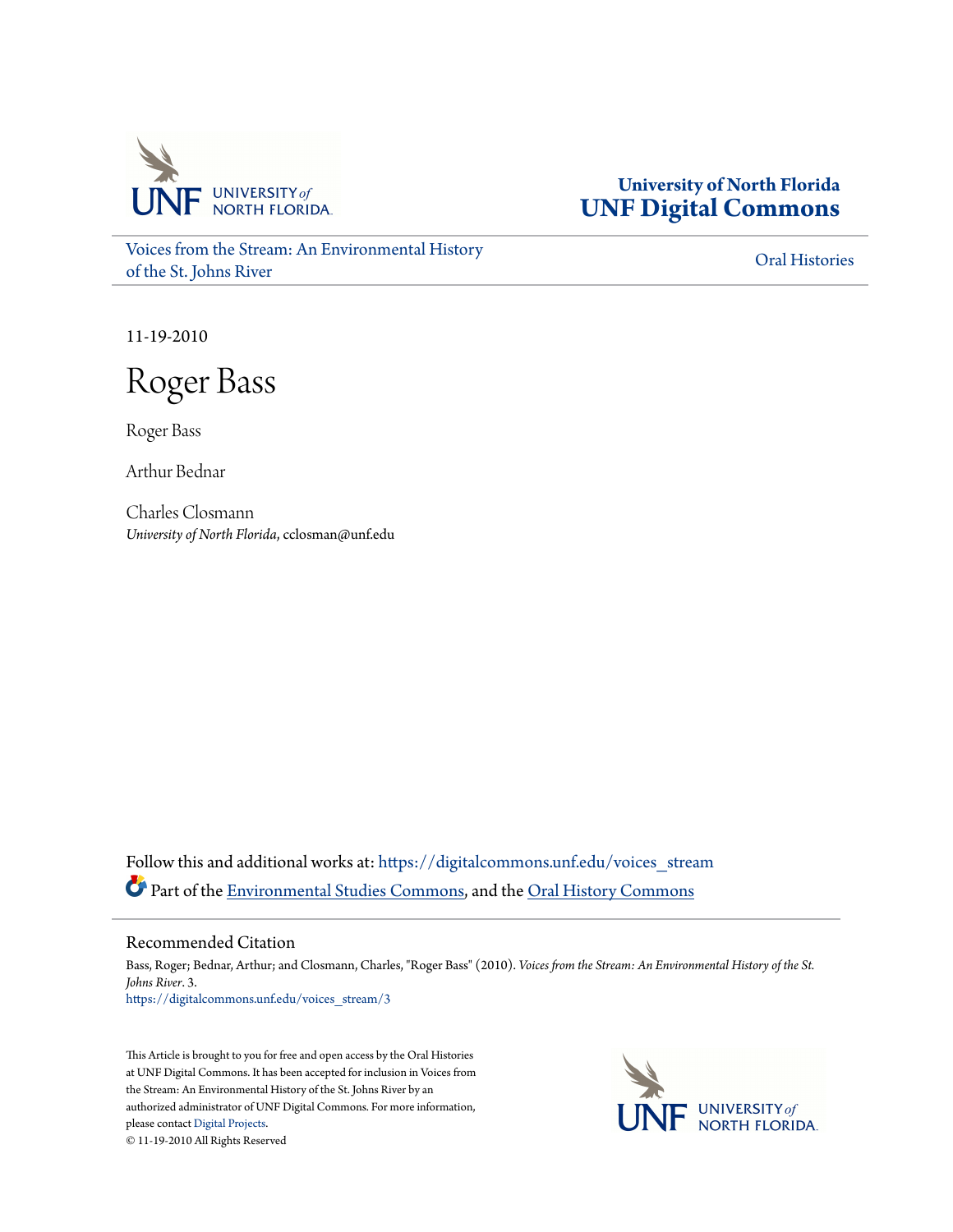University of North Florida
**UNF Digital Commons**

Voices from the Stream: An Environmental History of the St. Johns River

Oral Histories

11-19-2010

# Roger Bass

Roger Bass

Arthur Bednar

Charles Closmann
*University of North Florida*, cclosman@unf.edu

Follow this and additional works at: https://digitalcommons.unf.edu/voices_stream

Part of the Environmental Studies Commons, and the Oral History Commons

## Recommended Citation

Bass, Roger; Bednar, Arthur; and Closmann, Charles, "Roger Bass" (2010). *Voices from the Stream: An Environmental History of the St. Johns River*. 3.
https://digitalcommons.unf.edu/voices_stream/3

This Article is brought to you for free and open access by the Oral Histories at UNF Digital Commons. It has been accepted for inclusion in Voices from the Stream: An Environmental History of the St. Johns River by an authorized administrator of UNF Digital Commons. For more information, please contact Digital Projects.
© 11-19-2010 All Rights Reserved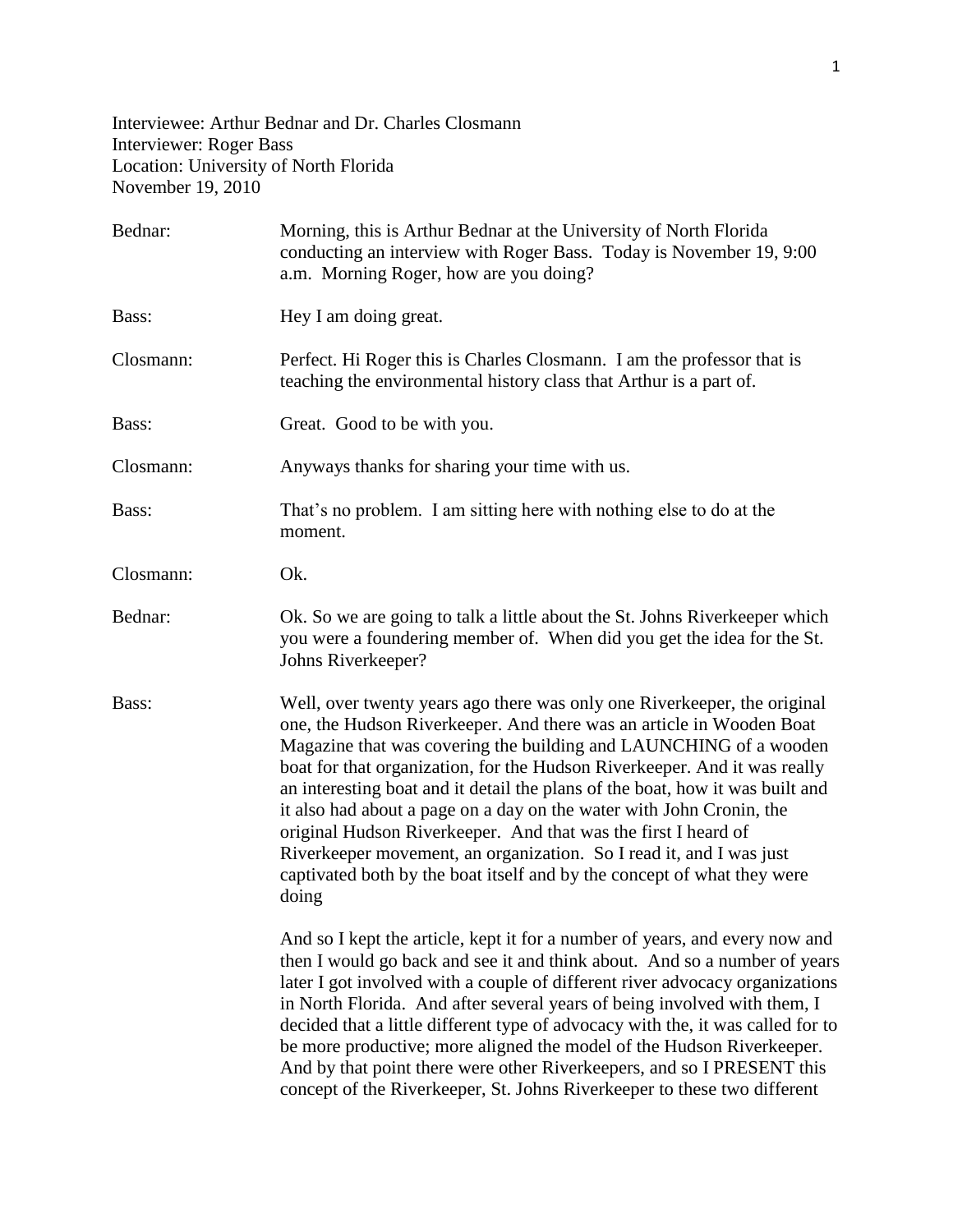Interviewee: Arthur Bednar and Dr. Charles Closmann
Interviewer: Roger Bass
Location: University of North Florida
November 19, 2010

Bednar: Morning, this is Arthur Bednar at the University of North Florida conducting an interview with Roger Bass. Today is November 19, 9:00 a.m. Morning Roger, how are you doing?

Bass: Hey I am doing great.

Closmann: Perfect. Hi Roger this is Charles Closmann. I am the professor that is teaching the environmental history class that Arthur is a part of.

Bass: Great. Good to be with you.

Closmann: Anyways thanks for sharing your time with us.

Bass: That's no problem. I am sitting here with nothing else to do at the moment.

Closmann: Ok.

Bednar: Ok. So we are going to talk a little about the St. Johns Riverkeeper which you were a foundering member of. When did you get the idea for the St. Johns Riverkeeper?

Bass: Well, over twenty years ago there was only one Riverkeeper, the original one, the Hudson Riverkeeper. And there was an article in Wooden Boat Magazine that was covering the building and LAUNCHING of a wooden boat for that organization, for the Hudson Riverkeeper. And it was really an interesting boat and it detail the plans of the boat, how it was built and it also had about a page on a day on the water with John Cronin, the original Hudson Riverkeeper. And that was the first I heard of Riverkeeper movement, an organization. So I read it, and I was just captivated both by the boat itself and by the concept of what they were doing

And so I kept the article, kept it for a number of years, and every now and then I would go back and see it and think about. And so a number of years later I got involved with a couple of different river advocacy organizations in North Florida. And after several years of being involved with them, I decided that a little different type of advocacy with the, it was called for to be more productive; more aligned the model of the Hudson Riverkeeper. And by that point there were other Riverkeepers, and so I PRESENT this concept of the Riverkeeper, St. Johns Riverkeeper to these two different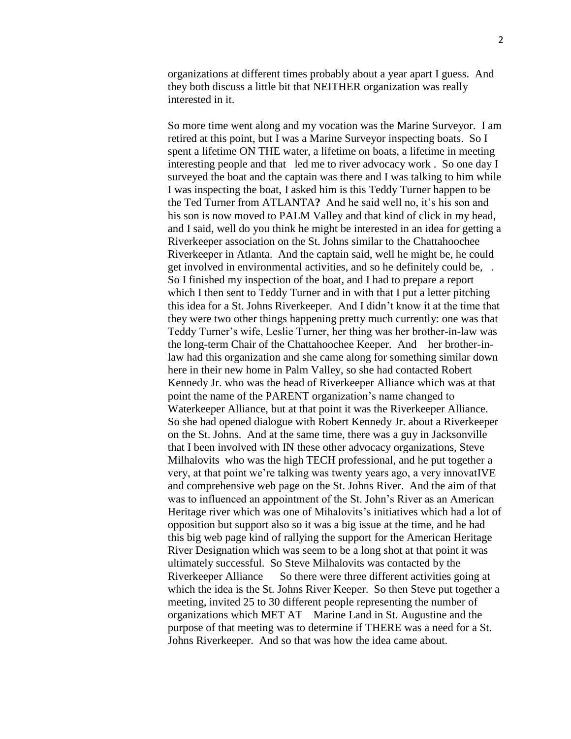organizations at different times probably about a year apart I guess. And they both discuss a little bit that NEITHER organization was really interested in it.

So more time went along and my vocation was the Marine Surveyor. I am retired at this point, but I was a Marine Surveyor inspecting boats. So I spent a lifetime ON THE water, a lifetime on boats, a lifetime in meeting interesting people and that led me to river advocacy work . So one day I surveyed the boat and the captain was there and I was talking to him while I was inspecting the boat, I asked him is this Teddy Turner happen to be the Ted Turner from ATLANTA**?** And he said well no, it's his son and his son is now moved to PALM Valley and that kind of click in my head, and I said, well do you think he might be interested in an idea for getting a Riverkeeper association on the St. Johns similar to the Chattahoochee Riverkeeper in Atlanta. And the captain said, well he might be, he could get involved in environmental activities, and so he definitely could be, . So I finished my inspection of the boat, and I had to prepare a report which I then sent to Teddy Turner and in with that I put a letter pitching this idea for a St. Johns Riverkeeper. And I didn't know it at the time that they were two other things happening pretty much currently: one was that Teddy Turner's wife, Leslie Turner, her thing was her brother-in-law was the long-term Chair of the Chattahoochee Keeper. And her brother-in-law had this organization and she came along for something similar down here in their new home in Palm Valley, so she had contacted Robert Kennedy Jr. who was the head of Riverkeeper Alliance which was at that point the name of the PARENT organization's name changed to Waterkeeper Alliance, but at that point it was the Riverkeeper Alliance. So she had opened dialogue with Robert Kennedy Jr. about a Riverkeeper on the St. Johns. And at the same time, there was a guy in Jacksonville that I been involved with IN these other advocacy organizations, Steve Milhalovits who was the high TECH professional, and he put together a very, at that point we're talking was twenty years ago, a very innovatIVE and comprehensive web page on the St. Johns River. And the aim of that was to influenced an appointment of the St. John's River as an American Heritage river which was one of Mihalovits's initiatives which had a lot of opposition but support also so it was a big issue at the time, and he had this big web page kind of rallying the support for the American Heritage River Designation which was seem to be a long shot at that point it was ultimately successful. So Steve Milhalovits was contacted by the Riverkeeper Alliance So there were three different activities going at which the idea is the St. Johns River Keeper. So then Steve put together a meeting, invited 25 to 30 different people representing the number of organizations which MET AT Marine Land in St. Augustine and the purpose of that meeting was to determine if THERE was a need for a St. Johns Riverkeeper. And so that was how the idea came about.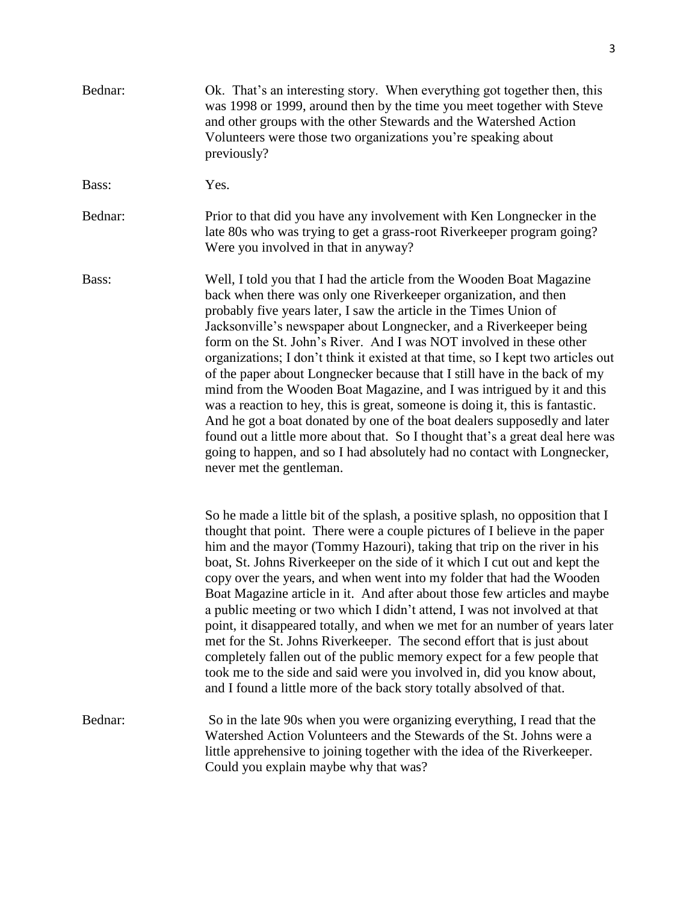Bednar: Ok. That's an interesting story. When everything got together then, this was 1998 or 1999, around then by the time you meet together with Steve and other groups with the other Stewards and the Watershed Action Volunteers were those two organizations you're speaking about previously?

Bass: Yes.

Bednar: Prior to that did you have any involvement with Ken Longnecker in the late 80s who was trying to get a grass-root Riverkeeper program going? Were you involved in that in anyway?

Bass: Well, I told you that I had the article from the Wooden Boat Magazine back when there was only one Riverkeeper organization, and then probably five years later, I saw the article in the Times Union of Jacksonville's newspaper about Longnecker, and a Riverkeeper being form on the St. John's River. And I was NOT involved in these other organizations; I don't think it existed at that time, so I kept two articles out of the paper about Longnecker because that I still have in the back of my mind from the Wooden Boat Magazine, and I was intrigued by it and this was a reaction to hey, this is great, someone is doing it, this is fantastic. And he got a boat donated by one of the boat dealers supposedly and later found out a little more about that. So I thought that's a great deal here was going to happen, and so I had absolutely had no contact with Longnecker, never met the gentleman.

So he made a little bit of the splash, a positive splash, no opposition that I thought that point. There were a couple pictures of I believe in the paper him and the mayor (Tommy Hazouri), taking that trip on the river in his boat, St. Johns Riverkeeper on the side of it which I cut out and kept the copy over the years, and when went into my folder that had the Wooden Boat Magazine article in it. And after about those few articles and maybe a public meeting or two which I didn't attend, I was not involved at that point, it disappeared totally, and when we met for an number of years later met for the St. Johns Riverkeeper. The second effort that is just about completely fallen out of the public memory expect for a few people that took me to the side and said were you involved in, did you know about, and I found a little more of the back story totally absolved of that.

Bednar: So in the late 90s when you were organizing everything, I read that the Watershed Action Volunteers and the Stewards of the St. Johns were a little apprehensive to joining together with the idea of the Riverkeeper. Could you explain maybe why that was?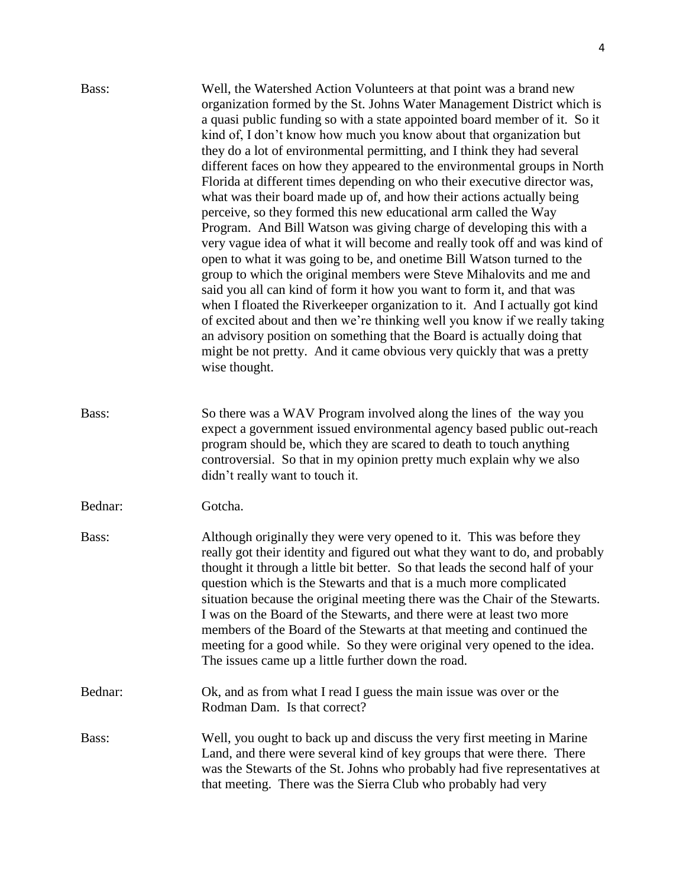Bass: Well, the Watershed Action Volunteers at that point was a brand new organization formed by the St. Johns Water Management District which is a quasi public funding so with a state appointed board member of it. So it kind of, I don't know how much you know about that organization but they do a lot of environmental permitting, and I think they had several different faces on how they appeared to the environmental groups in North Florida at different times depending on who their executive director was, what was their board made up of, and how their actions actually being perceive, so they formed this new educational arm called the Way Program. And Bill Watson was giving charge of developing this with a very vague idea of what it will become and really took off and was kind of open to what it was going to be, and onetime Bill Watson turned to the group to which the original members were Steve Mihalovits and me and said you all can kind of form it how you want to form it, and that was when I floated the Riverkeeper organization to it. And I actually got kind of excited about and then we're thinking well you know if we really taking an advisory position on something that the Board is actually doing that might be not pretty. And it came obvious very quickly that was a pretty wise thought.

Bass: So there was a WAV Program involved along the lines of the way you expect a government issued environmental agency based public out-reach program should be, which they are scared to death to touch anything controversial. So that in my opinion pretty much explain why we also didn't really want to touch it.

Bednar: Gotcha.

Bass: Although originally they were very opened to it. This was before they really got their identity and figured out what they want to do, and probably thought it through a little bit better. So that leads the second half of your question which is the Stewarts and that is a much more complicated situation because the original meeting there was the Chair of the Stewarts. I was on the Board of the Stewarts, and there were at least two more members of the Board of the Stewarts at that meeting and continued the meeting for a good while. So they were original very opened to the idea. The issues came up a little further down the road.

Bednar: Ok, and as from what I read I guess the main issue was over or the Rodman Dam. Is that correct?

Bass: Well, you ought to back up and discuss the very first meeting in Marine Land, and there were several kind of key groups that were there. There was the Stewarts of the St. Johns who probably had five representatives at that meeting. There was the Sierra Club who probably had very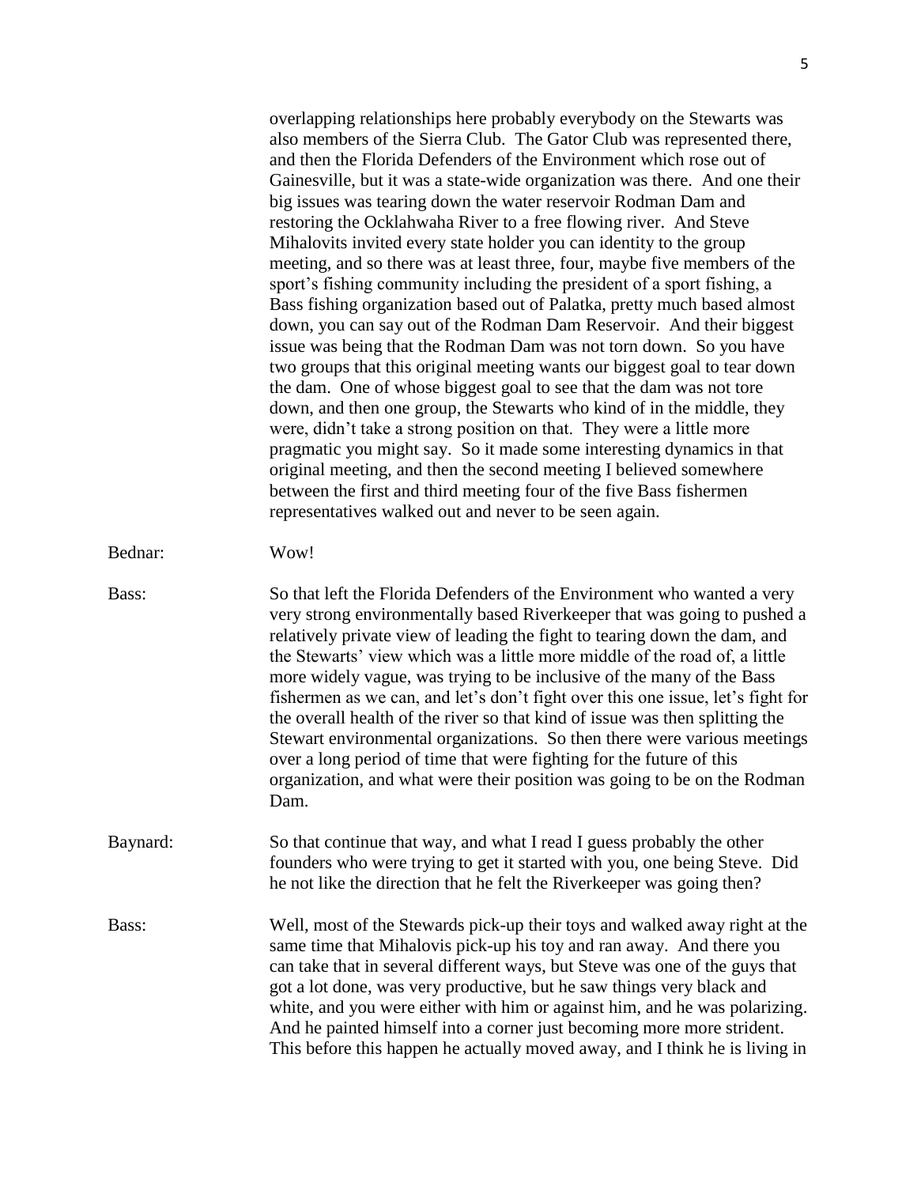overlapping relationships here probably everybody on the Stewarts was also members of the Sierra Club. The Gator Club was represented there, and then the Florida Defenders of the Environment which rose out of Gainesville, but it was a state-wide organization was there. And one their big issues was tearing down the water reservoir Rodman Dam and restoring the Ocklahwaha River to a free flowing river. And Steve Mihalovits invited every state holder you can identity to the group meeting, and so there was at least three, four, maybe five members of the sport's fishing community including the president of a sport fishing, a Bass fishing organization based out of Palatka, pretty much based almost down, you can say out of the Rodman Dam Reservoir. And their biggest issue was being that the Rodman Dam was not torn down. So you have two groups that this original meeting wants our biggest goal to tear down the dam. One of whose biggest goal to see that the dam was not tore down, and then one group, the Stewarts who kind of in the middle, they were, didn't take a strong position on that. They were a little more pragmatic you might say. So it made some interesting dynamics in that original meeting, and then the second meeting I believed somewhere between the first and third meeting four of the five Bass fishermen representatives walked out and never to be seen again.

Bednar: Wow!

Bass: So that left the Florida Defenders of the Environment who wanted a very very strong environmentally based Riverkeeper that was going to pushed a relatively private view of leading the fight to tearing down the dam, and the Stewarts' view which was a little more middle of the road of, a little more widely vague, was trying to be inclusive of the many of the Bass fishermen as we can, and let's don't fight over this one issue, let's fight for the overall health of the river so that kind of issue was then splitting the Stewart environmental organizations. So then there were various meetings over a long period of time that were fighting for the future of this organization, and what were their position was going to be on the Rodman Dam.

Baynard: So that continue that way, and what I read I guess probably the other founders who were trying to get it started with you, one being Steve. Did he not like the direction that he felt the Riverkeeper was going then?

Bass: Well, most of the Stewards pick-up their toys and walked away right at the same time that Mihalovis pick-up his toy and ran away. And there you can take that in several different ways, but Steve was one of the guys that got a lot done, was very productive, but he saw things very black and white, and you were either with him or against him, and he was polarizing. And he painted himself into a corner just becoming more more strident. This before this happen he actually moved away, and I think he is living in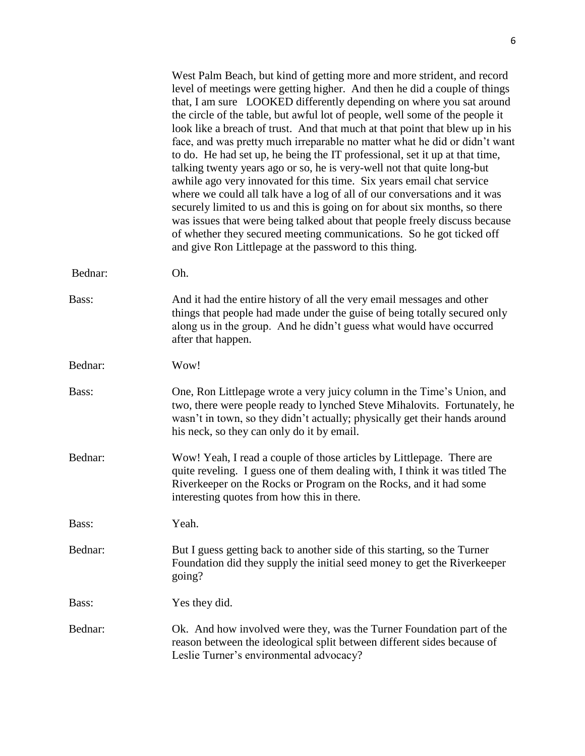West Palm Beach, but kind of getting more and more strident, and record level of meetings were getting higher. And then he did a couple of things that, I am sure LOOKED differently depending on where you sat around the circle of the table, but awful lot of people, well some of the people it look like a breach of trust. And that much at that point that blew up in his face, and was pretty much irreparable no matter what he did or didn't want to do. He had set up, he being the IT professional, set it up at that time, talking twenty years ago or so, he is very-well not that quite long-but awhile ago very innovated for this time. Six years email chat service where we could all talk have a log of all of our conversations and it was securely limited to us and this is going on for about six months, so there was issues that were being talked about that people freely discuss because of whether they secured meeting communications. So he got ticked off and give Ron Littlepage at the password to this thing.

Bednar: Oh.

Bass: And it had the entire history of all the very email messages and other things that people had made under the guise of being totally secured only along us in the group. And he didn't guess what would have occurred after that happen.

Bednar: Wow!

Bass: One, Ron Littlepage wrote a very juicy column in the Time's Union, and two, there were people ready to lynched Steve Mihalovits. Fortunately, he wasn't in town, so they didn't actually; physically get their hands around his neck, so they can only do it by email.

Bednar: Wow! Yeah, I read a couple of those articles by Littlepage. There are quite reveling. I guess one of them dealing with, I think it was titled The Riverkeeper on the Rocks or Program on the Rocks, and it had some interesting quotes from how this in there.

Bass: Yeah.

Bednar: But I guess getting back to another side of this starting, so the Turner Foundation did they supply the initial seed money to get the Riverkeeper going?

Bass: Yes they did.

Bednar: Ok. And how involved were they, was the Turner Foundation part of the reason between the ideological split between different sides because of Leslie Turner's environmental advocacy?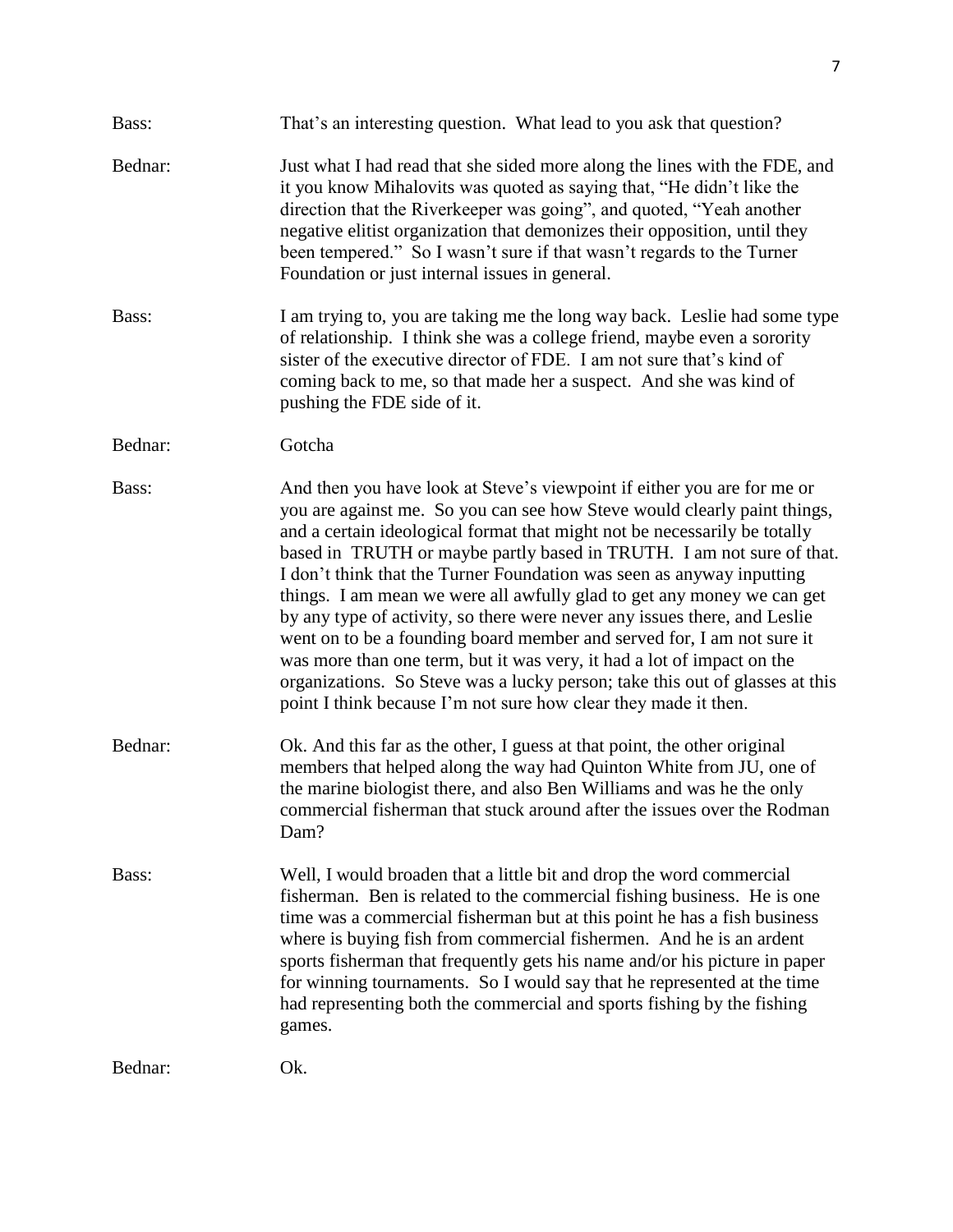Bass: That's an interesting question. What lead to you ask that question?

Bednar: Just what I had read that she sided more along the lines with the FDE, and it you know Mihalovits was quoted as saying that, "He didn't like the direction that the Riverkeeper was going", and quoted, "Yeah another negative elitist organization that demonizes their opposition, until they been tempered." So I wasn't sure if that wasn't regards to the Turner Foundation or just internal issues in general.

Bass: I am trying to, you are taking me the long way back. Leslie had some type of relationship. I think she was a college friend, maybe even a sorority sister of the executive director of FDE. I am not sure that's kind of coming back to me, so that made her a suspect. And she was kind of pushing the FDE side of it.

Bednar: Gotcha

Bass: And then you have look at Steve's viewpoint if either you are for me or you are against me. So you can see how Steve would clearly paint things, and a certain ideological format that might not be necessarily be totally based in TRUTH or maybe partly based in TRUTH. I am not sure of that. I don't think that the Turner Foundation was seen as anyway inputting things. I am mean we were all awfully glad to get any money we can get by any type of activity, so there were never any issues there, and Leslie went on to be a founding board member and served for, I am not sure it was more than one term, but it was very, it had a lot of impact on the organizations. So Steve was a lucky person; take this out of glasses at this point I think because I'm not sure how clear they made it then.

Bednar: Ok. And this far as the other, I guess at that point, the other original members that helped along the way had Quinton White from JU, one of the marine biologist there, and also Ben Williams and was he the only commercial fisherman that stuck around after the issues over the Rodman Dam?

Bass: Well, I would broaden that a little bit and drop the word commercial fisherman. Ben is related to the commercial fishing business. He is one time was a commercial fisherman but at this point he has a fish business where is buying fish from commercial fishermen. And he is an ardent sports fisherman that frequently gets his name and/or his picture in paper for winning tournaments. So I would say that he represented at the time had representing both the commercial and sports fishing by the fishing games.

Bednar: Ok.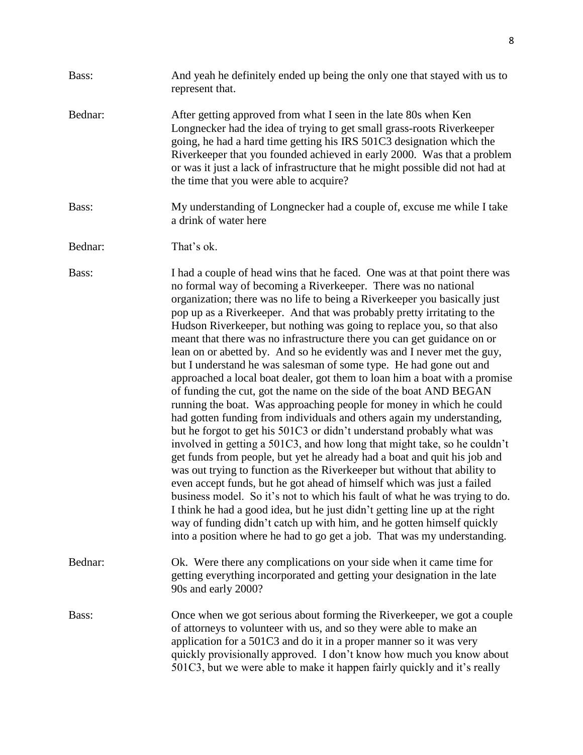Bass: And yeah he definitely ended up being the only one that stayed with us to represent that.

Bednar: After getting approved from what I seen in the late 80s when Ken Longnecker had the idea of trying to get small grass-roots Riverkeeper going, he had a hard time getting his IRS 501C3 designation which the Riverkeeper that you founded achieved in early 2000. Was that a problem or was it just a lack of infrastructure that he might possible did not had at the time that you were able to acquire?

Bass: My understanding of Longnecker had a couple of, excuse me while I take a drink of water here

Bednar: That's ok.

Bass: I had a couple of head wins that he faced. One was at that point there was no formal way of becoming a Riverkeeper. There was no national organization; there was no life to being a Riverkeeper you basically just pop up as a Riverkeeper. And that was probably pretty irritating to the Hudson Riverkeeper, but nothing was going to replace you, so that also meant that there was no infrastructure there you can get guidance on or lean on or abetted by. And so he evidently was and I never met the guy, but I understand he was salesman of some type. He had gone out and approached a local boat dealer, got them to loan him a boat with a promise of funding the cut, got the name on the side of the boat AND BEGAN running the boat. Was approaching people for money in which he could had gotten funding from individuals and others again my understanding, but he forgot to get his 501C3 or didn't understand probably what was involved in getting a 501C3, and how long that might take, so he couldn't get funds from people, but yet he already had a boat and quit his job and was out trying to function as the Riverkeeper but without that ability to even accept funds, but he got ahead of himself which was just a failed business model. So it's not to which his fault of what he was trying to do. I think he had a good idea, but he just didn't getting line up at the right way of funding didn't catch up with him, and he gotten himself quickly into a position where he had to go get a job. That was my understanding.

Bednar: Ok. Were there any complications on your side when it came time for getting everything incorporated and getting your designation in the late 90s and early 2000?

Bass: Once when we got serious about forming the Riverkeeper, we got a couple of attorneys to volunteer with us, and so they were able to make an application for a 501C3 and do it in a proper manner so it was very quickly provisionally approved. I don't know how much you know about 501C3, but we were able to make it happen fairly quickly and it's really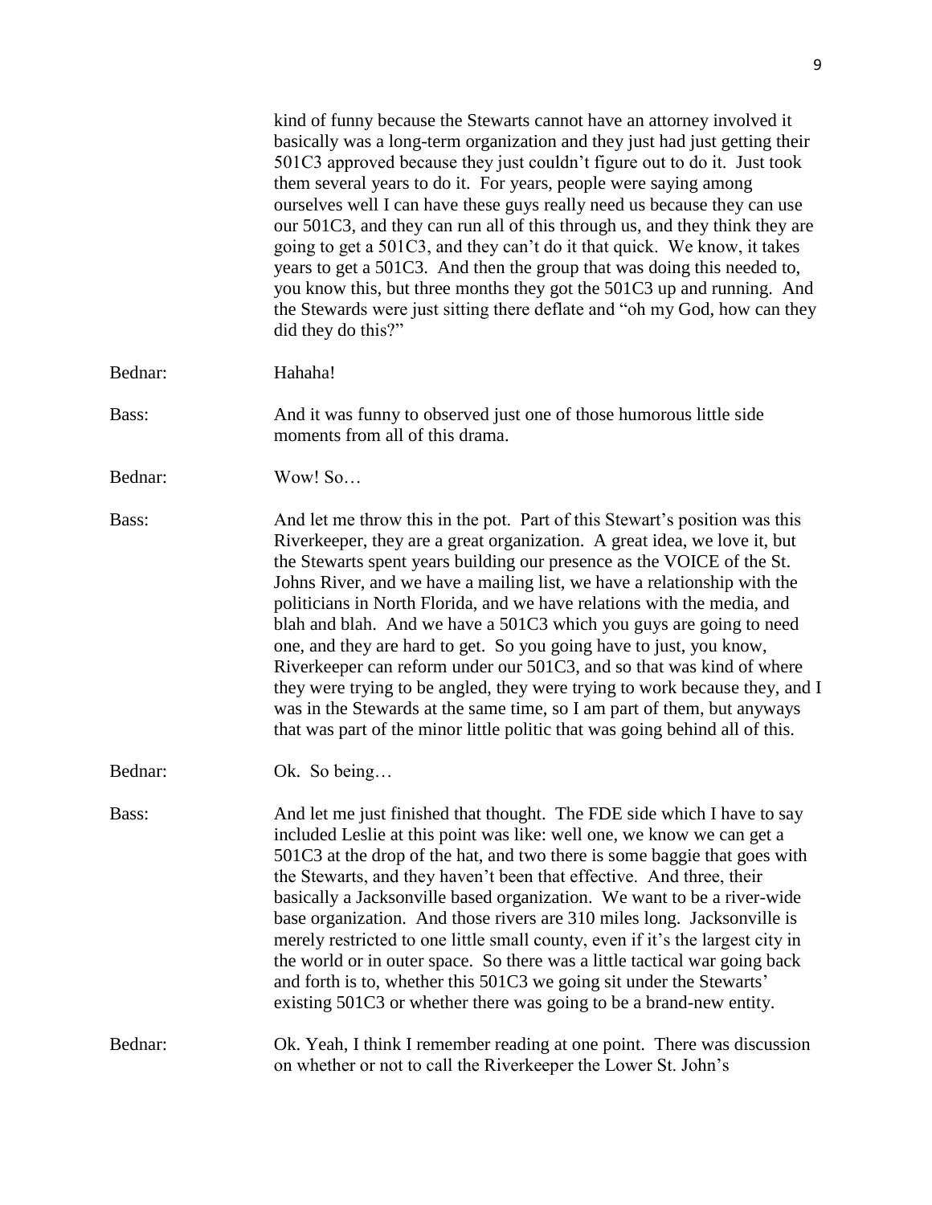kind of funny because the Stewarts cannot have an attorney involved it basically was a long-term organization and they just had just getting their 501C3 approved because they just couldn't figure out to do it. Just took them several years to do it. For years, people were saying among ourselves well I can have these guys really need us because they can use our 501C3, and they can run all of this through us, and they think they are going to get a 501C3, and they can't do it that quick. We know, it takes years to get a 501C3. And then the group that was doing this needed to, you know this, but three months they got the 501C3 up and running. And the Stewards were just sitting there deflate and "oh my God, how can they did they do this?"

Bednar: Hahaha!

Bass: And it was funny to observed just one of those humorous little side moments from all of this drama.

Bednar: Wow! So…

Bass: And let me throw this in the pot. Part of this Stewart's position was this Riverkeeper, they are a great organization. A great idea, we love it, but the Stewarts spent years building our presence as the VOICE of the St. Johns River, and we have a mailing list, we have a relationship with the politicians in North Florida, and we have relations with the media, and blah and blah. And we have a 501C3 which you guys are going to need one, and they are hard to get. So you going have to just, you know, Riverkeeper can reform under our 501C3, and so that was kind of where they were trying to be angled, they were trying to work because they, and I was in the Stewards at the same time, so I am part of them, but anyways that was part of the minor little politic that was going behind all of this.

Bednar: Ok. So being…

Bass: And let me just finished that thought. The FDE side which I have to say included Leslie at this point was like: well one, we know we can get a 501C3 at the drop of the hat, and two there is some baggie that goes with the Stewarts, and they haven't been that effective. And three, their basically a Jacksonville based organization. We want to be a river-wide base organization. And those rivers are 310 miles long. Jacksonville is merely restricted to one little small county, even if it's the largest city in the world or in outer space. So there was a little tactical war going back and forth is to, whether this 501C3 we going sit under the Stewarts' existing 501C3 or whether there was going to be a brand-new entity.

Bednar: Ok. Yeah, I think I remember reading at one point. There was discussion on whether or not to call the Riverkeeper the Lower St. John's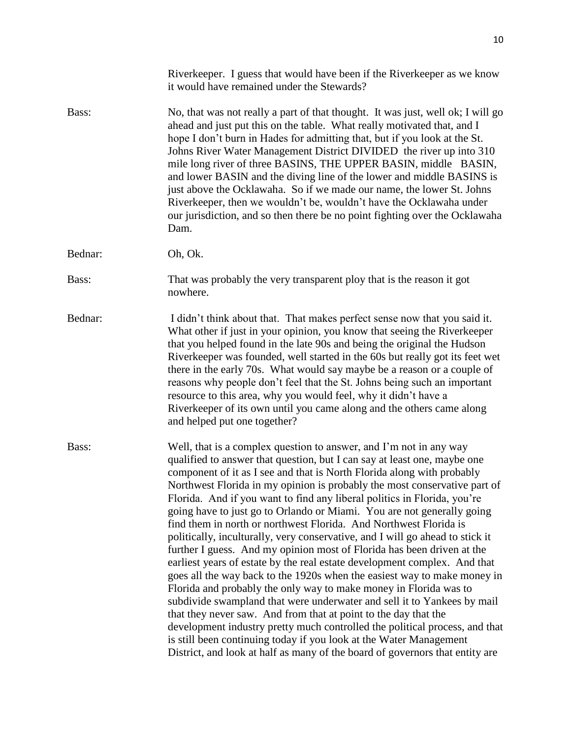Riverkeeper. I guess that would have been if the Riverkeeper as we know it would have remained under the Stewards?

Bass: No, that was not really a part of that thought. It was just, well ok; I will go ahead and just put this on the table. What really motivated that, and I hope I don't burn in Hades for admitting that, but if you look at the St. Johns River Water Management District DIVIDED the river up into 310 mile long river of three BASINS, THE UPPER BASIN, middle BASIN, and lower BASIN and the diving line of the lower and middle BASINS is just above the Ocklawaha. So if we made our name, the lower St. Johns Riverkeeper, then we wouldn't be, wouldn't have the Ocklawaha under our jurisdiction, and so then there be no point fighting over the Ocklawaha Dam.

Bednar: Oh, Ok.

Bass: That was probably the very transparent ploy that is the reason it got nowhere.

Bednar: I didn't think about that. That makes perfect sense now that you said it. What other if just in your opinion, you know that seeing the Riverkeeper that you helped found in the late 90s and being the original the Hudson Riverkeeper was founded, well started in the 60s but really got its feet wet there in the early 70s. What would say maybe be a reason or a couple of reasons why people don't feel that the St. Johns being such an important resource to this area, why you would feel, why it didn't have a Riverkeeper of its own until you came along and the others came along and helped put one together?

Bass: Well, that is a complex question to answer, and I'm not in any way qualified to answer that question, but I can say at least one, maybe one component of it as I see and that is North Florida along with probably Northwest Florida in my opinion is probably the most conservative part of Florida. And if you want to find any liberal politics in Florida, you're going have to just go to Orlando or Miami. You are not generally going find them in north or northwest Florida. And Northwest Florida is politically, inculturally, very conservative, and I will go ahead to stick it further I guess. And my opinion most of Florida has been driven at the earliest years of estate by the real estate development complex. And that goes all the way back to the 1920s when the easiest way to make money in Florida and probably the only way to make money in Florida was to subdivide swampland that were underwater and sell it to Yankees by mail that they never saw. And from that at point to the day that the development industry pretty much controlled the political process, and that is still been continuing today if you look at the Water Management District, and look at half as many of the board of governors that entity are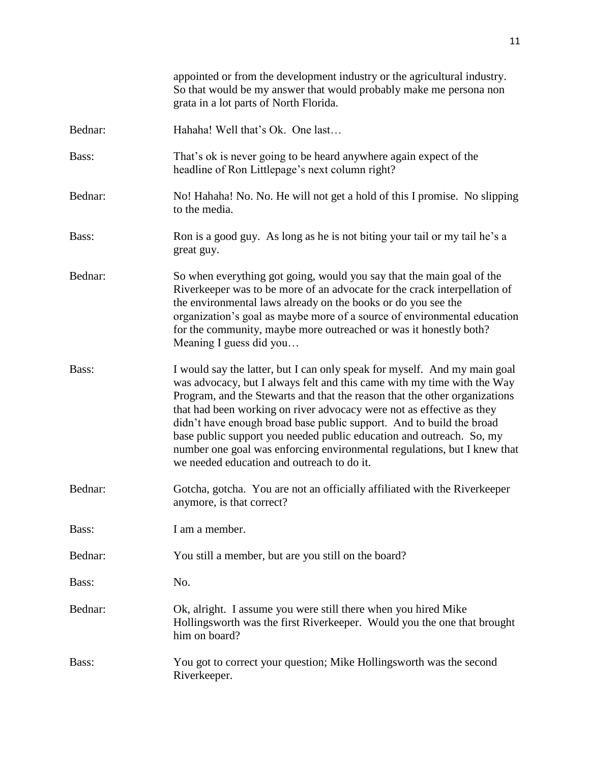appointed or from the development industry or the agricultural industry. So that would be my answer that would probably make me persona non grata in a lot parts of North Florida.

Bednar: Hahaha! Well that's Ok. One last…

Bass: That's ok is never going to be heard anywhere again expect of the headline of Ron Littlepage's next column right?

Bednar: No! Hahaha! No. No. He will not get a hold of this I promise. No slipping to the media.

Bass: Ron is a good guy. As long as he is not biting your tail or my tail he's a great guy.

Bednar: So when everything got going, would you say that the main goal of the Riverkeeper was to be more of an advocate for the crack interpellation of the environmental laws already on the books or do you see the organization's goal as maybe more of a source of environmental education for the community, maybe more outreached or was it honestly both? Meaning I guess did you…

Bass: I would say the latter, but I can only speak for myself. And my main goal was advocacy, but I always felt and this came with my time with the Way Program, and the Stewarts and that the reason that the other organizations that had been working on river advocacy were not as effective as they didn't have enough broad base public support. And to build the broad base public support you needed public education and outreach. So, my number one goal was enforcing environmental regulations, but I knew that we needed education and outreach to do it.

Bednar: Gotcha, gotcha. You are not an officially affiliated with the Riverkeeper anymore, is that correct?

Bass: I am a member.

Bednar: You still a member, but are you still on the board?

Bass: No.

Bednar: Ok, alright. I assume you were still there when you hired Mike Hollingsworth was the first Riverkeeper. Would you the one that brought him on board?

Bass: You got to correct your question; Mike Hollingsworth was the second Riverkeeper.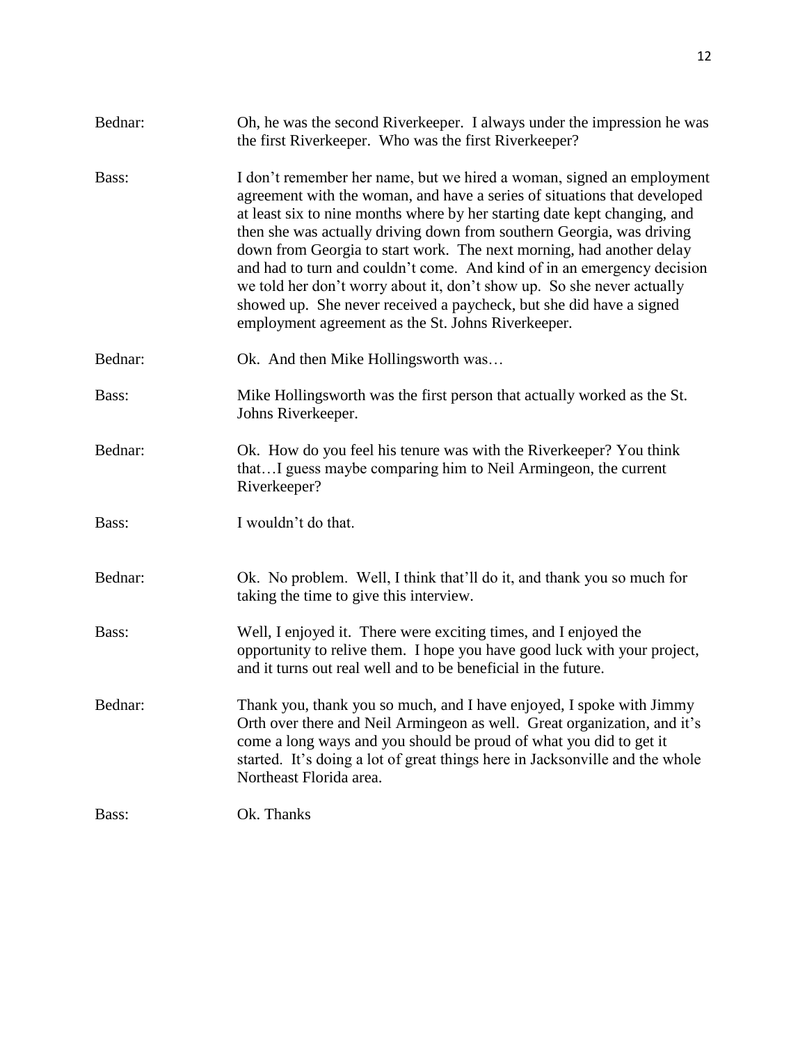Bednar: Oh, he was the second Riverkeeper. I always under the impression he was the first Riverkeeper. Who was the first Riverkeeper?

Bass: I don't remember her name, but we hired a woman, signed an employment agreement with the woman, and have a series of situations that developed at least six to nine months where by her starting date kept changing, and then she was actually driving down from southern Georgia, was driving down from Georgia to start work. The next morning, had another delay and had to turn and couldn't come. And kind of in an emergency decision we told her don't worry about it, don't show up. So she never actually showed up. She never received a paycheck, but she did have a signed employment agreement as the St. Johns Riverkeeper.

Bednar: Ok. And then Mike Hollingsworth was…

Bass: Mike Hollingsworth was the first person that actually worked as the St. Johns Riverkeeper.

Bednar: Ok. How do you feel his tenure was with the Riverkeeper? You think that…I guess maybe comparing him to Neil Armingeon, the current Riverkeeper?

Bass: I wouldn't do that.

Bednar: Ok. No problem. Well, I think that'll do it, and thank you so much for taking the time to give this interview.

Bass: Well, I enjoyed it. There were exciting times, and I enjoyed the opportunity to relive them. I hope you have good luck with your project, and it turns out real well and to be beneficial in the future.

Bednar: Thank you, thank you so much, and I have enjoyed, I spoke with Jimmy Orth over there and Neil Armingeon as well. Great organization, and it's come a long ways and you should be proud of what you did to get it started. It's doing a lot of great things here in Jacksonville and the whole Northeast Florida area.

Bass: Ok. Thanks